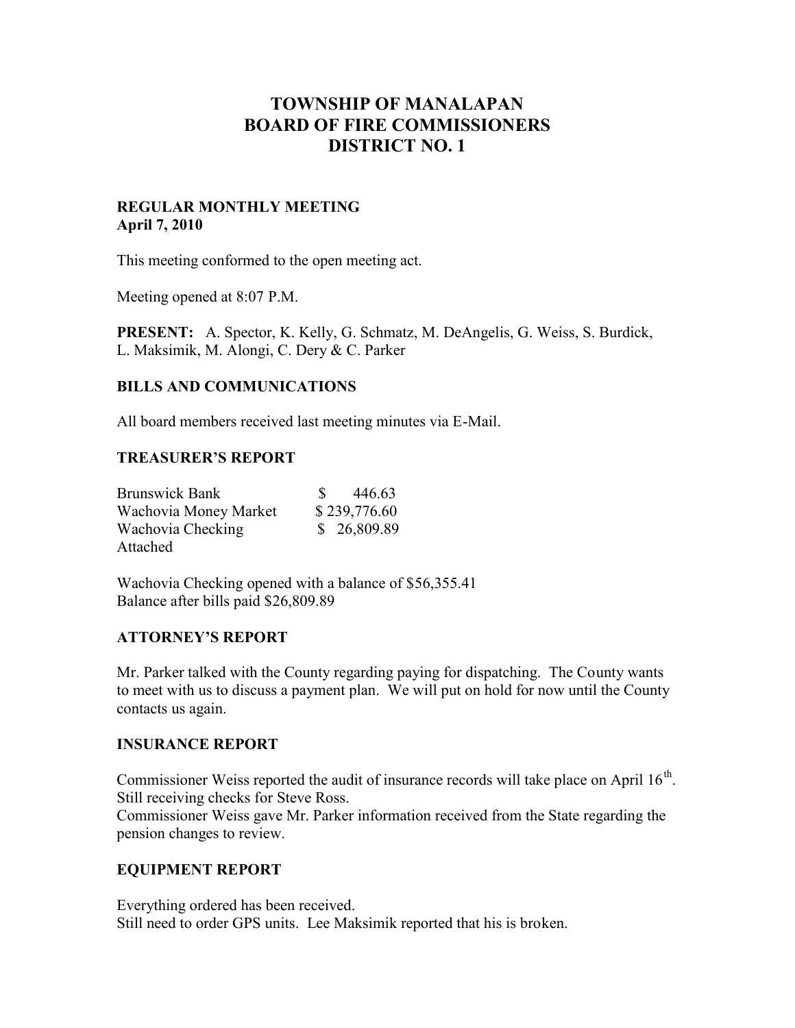# TOWNSHIP OF MANALAPAN
# BOARD OF FIRE COMMISSIONERS
# DISTRICT NO. 1

**REGULAR MONTHLY MEETING**
**April 7, 2010**

This meeting conformed to the open meeting act.

Meeting opened at 8:07 P.M.

**PRESENT:** A. Spector, K. Kelly, G. Schmatz, M. DeAngelis, G. Weiss, S. Burdick, L. Maksimik, M. Alongi, C. Dery & C. Parker

## BILLS AND COMMUNICATIONS

All board members received last meeting minutes via E-Mail.

## TREASURER'S REPORT

| | |
|---|---|
| Brunswick Bank | $ 446.63 |
| Wachovia Money Market | $ 239,776.60 |
| Wachovia Checking | $ 26,809.89 |
| Attached | |

Wachovia Checking opened with a balance of $56,355.41
Balance after bills paid $26,809.89

## ATTORNEY'S REPORT

Mr. Parker talked with the County regarding paying for dispatching. The County wants to meet with us to discuss a payment plan. We will put on hold for now until the County contacts us again.

## INSURANCE REPORT

Commissioner Weiss reported the audit of insurance records will take place on April 16th.
Still receiving checks for Steve Ross.
Commissioner Weiss gave Mr. Parker information received from the State regarding the pension changes to review.

## EQUIPMENT REPORT

Everything ordered has been received.
Still need to order GPS units. Lee Maksimik reported that his is broken.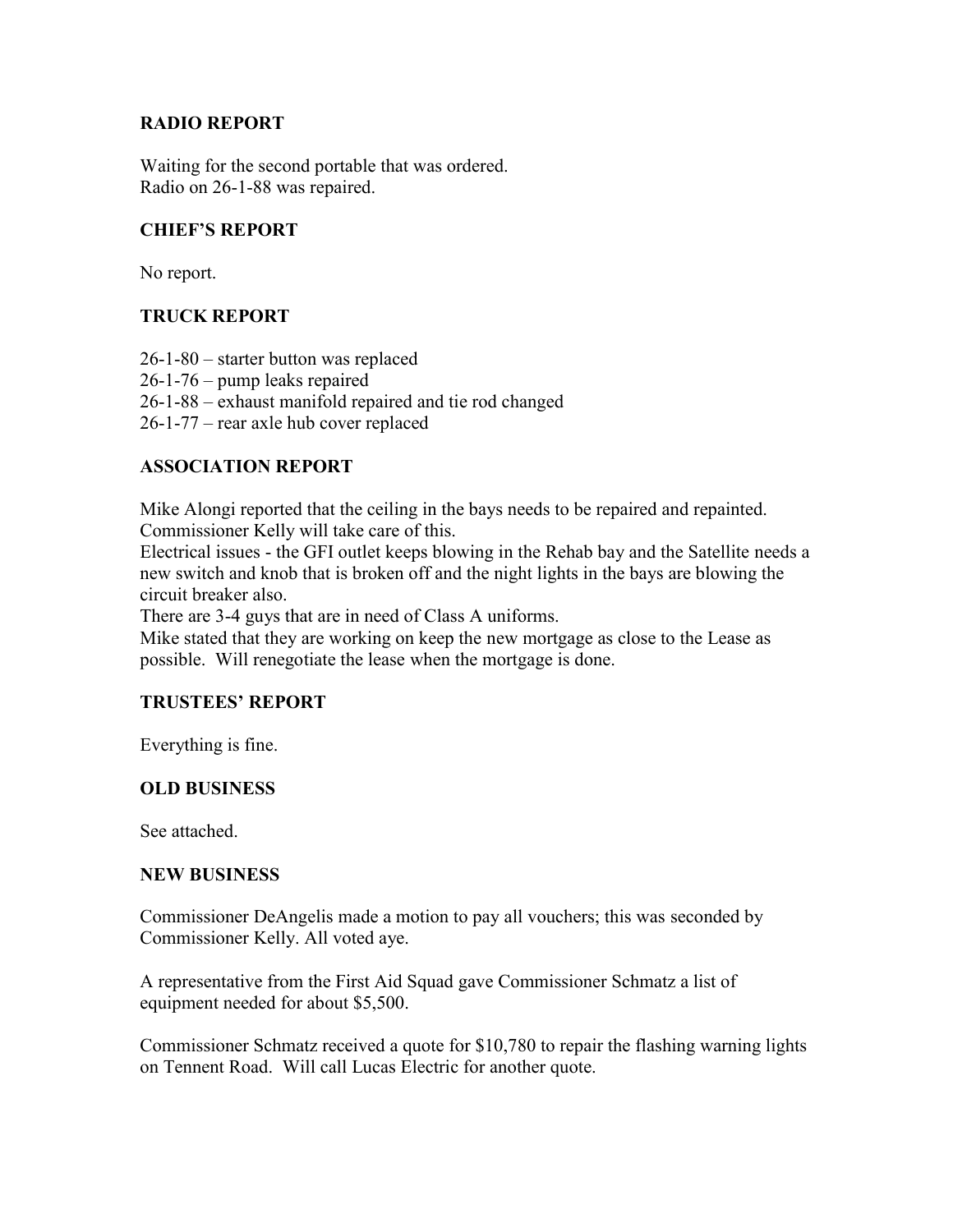## RADIO REPORT

Waiting for the second portable that was ordered.
Radio on 26-1-88 was repaired.

## CHIEF'S REPORT

No report.

## TRUCK REPORT

26-1-80 – starter button was replaced
26-1-76 – pump leaks repaired
26-1-88 – exhaust manifold repaired and tie rod changed
26-1-77 – rear axle hub cover replaced

## ASSOCIATION REPORT

Mike Alongi reported that the ceiling in the bays needs to be repaired and repainted. Commissioner Kelly will take care of this.
Electrical issues - the GFI outlet keeps blowing in the Rehab bay and the Satellite needs a new switch and knob that is broken off and the night lights in the bays are blowing the circuit breaker also.
There are 3-4 guys that are in need of Class A uniforms.
Mike stated that they are working on keep the new mortgage as close to the Lease as possible. Will renegotiate the lease when the mortgage is done.

## TRUSTEES' REPORT

Everything is fine.

## OLD BUSINESS

See attached.

## NEW BUSINESS

Commissioner DeAngelis made a motion to pay all vouchers; this was seconded by Commissioner Kelly. All voted aye.

A representative from the First Aid Squad gave Commissioner Schmatz a list of equipment needed for about $5,500.

Commissioner Schmatz received a quote for $10,780 to repair the flashing warning lights on Tennent Road. Will call Lucas Electric for another quote.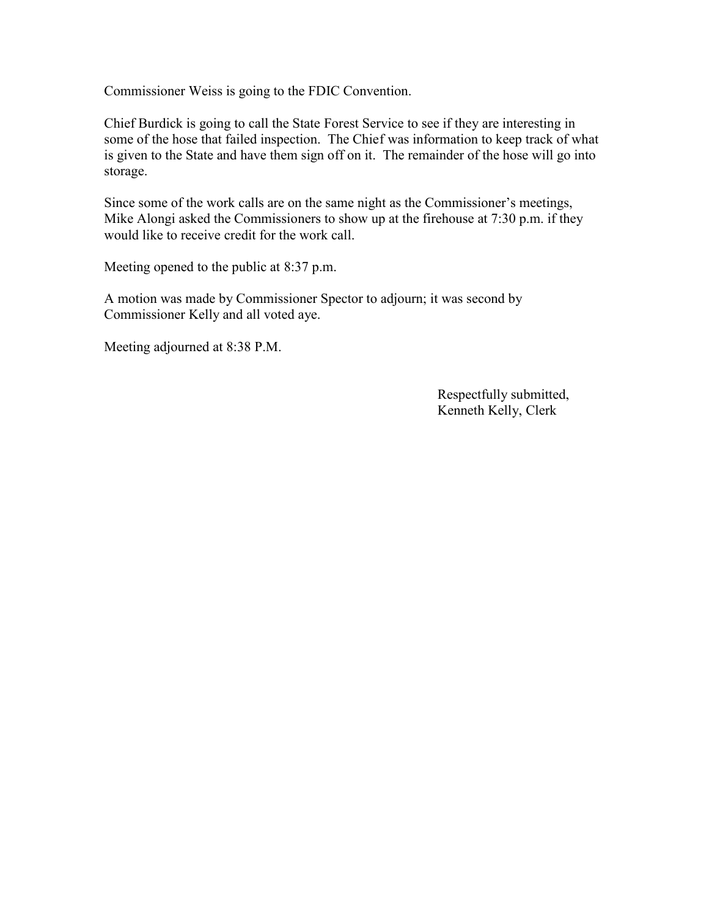Commissioner Weiss is going to the FDIC Convention.

Chief Burdick is going to call the State Forest Service to see if they are interesting in some of the hose that failed inspection. The Chief was information to keep track of what is given to the State and have them sign off on it. The remainder of the hose will go into storage.

Since some of the work calls are on the same night as the Commissioner's meetings, Mike Alongi asked the Commissioners to show up at the firehouse at 7:30 p.m. if they would like to receive credit for the work call.

Meeting opened to the public at 8:37 p.m.

A motion was made by Commissioner Spector to adjourn; it was second by Commissioner Kelly and all voted aye.

Meeting adjourned at 8:38 P.M.

Respectfully submitted,
Kenneth Kelly, Clerk